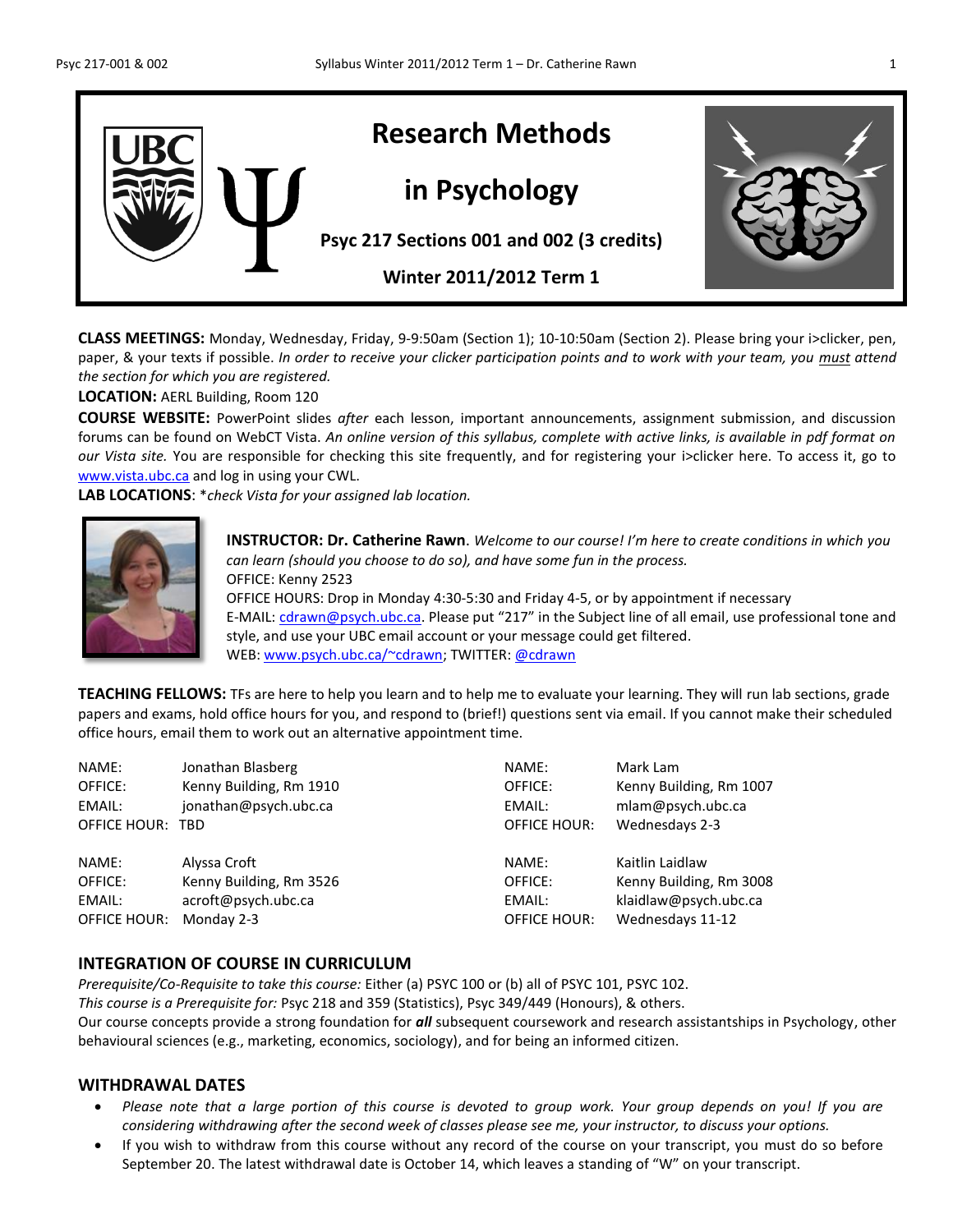# Research Methods in Psychology

**Psyc 217 Sections 001 and 002 (3 credits)**

**Winter 2011/2012 Term 1**

**CLASS MEETINGS:** Monday, Wednesday, Friday, 9-9:50am (Section 1); 10-10:50am (Section 2). Please bring your i>clicker, pen, paper, & your texts if possible. *In order to receive your clicker participation points and to work with your team, you must attend the section for which you are registered.*

**LOCATION:** AERL Building, Room 120

**COURSE WEBSITE:** PowerPoint slides *after* each lesson, important announcements, assignment submission, and discussion forums can be found on WebCT Vista. *An online version of this syllabus, complete with active links, is available in pdf format on our Vista site.* You are responsible for checking this site frequently, and for registering your i>clicker here. To access it, go to www.vista.ubc.ca and log in using your CWL.

**LAB LOCATIONS**: *\*check Vista for your assigned lab location.*

**INSTRUCTOR: Dr. Catherine Rawn**. *Welcome to our course! I'm here to create conditions in which you can learn (should you choose to do so), and have some fun in the process.*
OFFICE: Kenny 2523
OFFICE HOURS: Drop in Monday 4:30-5:30 and Friday 4-5, or by appointment if necessary
E-MAIL: cdrawn@psych.ubc.ca. Please put "217" in the Subject line of all email, use professional tone and style, and use your UBC email account or your message could get filtered.
WEB: www.psych.ubc.ca/~cdrawn; TWITTER: @cdrawn

**TEACHING FELLOWS:** TFs are here to help you learn and to help me to evaluate your learning. They will run lab sections, grade papers and exams, hold office hours for you, and respond to (brief!) questions sent via email. If you cannot make their scheduled office hours, email them to work out an alternative appointment time.

NAME: Jonathan Blasberg
OFFICE: Kenny Building, Rm 1910
EMAIL: jonathan@psych.ubc.ca
OFFICE HOUR: TBD

NAME: Mark Lam
OFFICE: Kenny Building, Rm 1007
EMAIL: mlam@psych.ubc.ca
OFFICE HOUR: Wednesdays 2-3

NAME: Alyssa Croft
OFFICE: Kenny Building, Rm 3526
EMAIL: acroft@psych.ubc.ca
OFFICE HOUR: Monday 2-3

NAME: Kaitlin Laidlaw
OFFICE: Kenny Building, Rm 3008
EMAIL: klaidlaw@psych.ubc.ca
OFFICE HOUR: Wednesdays 11-12

## INTEGRATION OF COURSE IN CURRICULUM

*Prerequisite/Co-Requisite to take this course:* Either (a) PSYC 100 or (b) all of PSYC 101, PSYC 102.
*This course is a Prerequisite for:* Psyc 218 and 359 (Statistics), Psyc 349/449 (Honours), & others.
Our course concepts provide a strong foundation for ***all*** subsequent coursework and research assistantships in Psychology, other behavioural sciences (e.g., marketing, economics, sociology), and for being an informed citizen.

## WITHDRAWAL DATES

- *Please note that a large portion of this course is devoted to group work. Your group depends on you! If you are considering withdrawing after the second week of classes please see me, your instructor, to discuss your options.*
- If you wish to withdraw from this course without any record of the course on your transcript, you must do so before September 20. The latest withdrawal date is October 14, which leaves a standing of "W" on your transcript.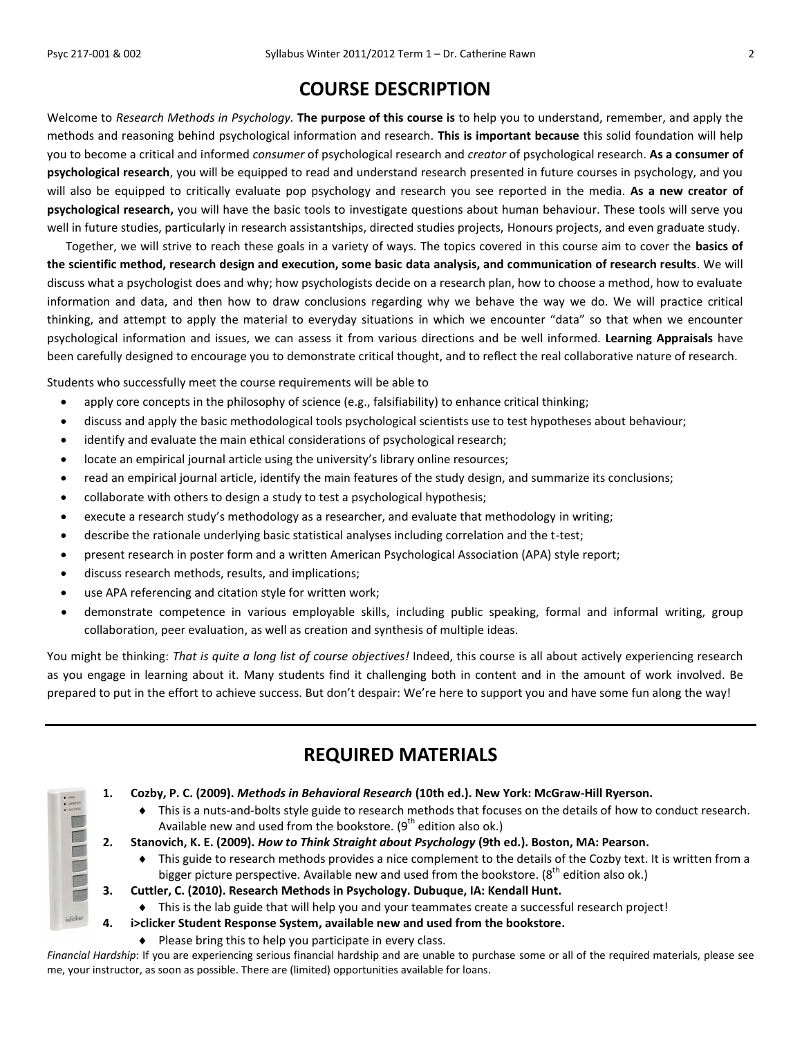# COURSE DESCRIPTION

Welcome to *Research Methods in Psychology.* **The purpose of this course is** to help you to understand, remember, and apply the methods and reasoning behind psychological information and research. **This is important because** this solid foundation will help you to become a critical and informed *consumer* of psychological research and *creator* of psychological research. **As a consumer of psychological research**, you will be equipped to read and understand research presented in future courses in psychology, and you will also be equipped to critically evaluate pop psychology and research you see reported in the media. **As a new creator of psychological research,** you will have the basic tools to investigate questions about human behaviour. These tools will serve you well in future studies, particularly in research assistantships, directed studies projects, Honours projects, and even graduate study.

Together, we will strive to reach these goals in a variety of ways. The topics covered in this course aim to cover the **basics of the scientific method, research design and execution, some basic data analysis, and communication of research results**. We will discuss what a psychologist does and why; how psychologists decide on a research plan, how to choose a method, how to evaluate information and data, and then how to draw conclusions regarding why we behave the way we do. We will practice critical thinking, and attempt to apply the material to everyday situations in which we encounter "data" so that when we encounter psychological information and issues, we can assess it from various directions and be well informed. **Learning Appraisals** have been carefully designed to encourage you to demonstrate critical thought, and to reflect the real collaborative nature of research.

Students who successfully meet the course requirements will be able to

- apply core concepts in the philosophy of science (e.g., falsifiability) to enhance critical thinking;
- discuss and apply the basic methodological tools psychological scientists use to test hypotheses about behaviour;
- identify and evaluate the main ethical considerations of psychological research;
- locate an empirical journal article using the university's library online resources;
- read an empirical journal article, identify the main features of the study design, and summarize its conclusions;
- collaborate with others to design a study to test a psychological hypothesis;
- execute a research study's methodology as a researcher, and evaluate that methodology in writing;
- describe the rationale underlying basic statistical analyses including correlation and the t-test;
- present research in poster form and a written American Psychological Association (APA) style report;
- discuss research methods, results, and implications;
- use APA referencing and citation style for written work;
- demonstrate competence in various employable skills, including public speaking, formal and informal writing, group collaboration, peer evaluation, as well as creation and synthesis of multiple ideas.

You might be thinking: *That is quite a long list of course objectives!* Indeed, this course is all about actively experiencing research as you engage in learning about it. Many students find it challenging both in content and in the amount of work involved. Be prepared to put in the effort to achieve success. But don't despair: We're here to support you and have some fun along the way!

---

# REQUIRED MATERIALS

1. **Cozby, P. C. (2009). *Methods in Behavioral Research* (10th ed.). New York: McGraw-Hill Ryerson.**
   - This is a nuts-and-bolts style guide to research methods that focuses on the details of how to conduct research. Available new and used from the bookstore. (9th edition also ok.)
2. **Stanovich, K. E. (2009). *How to Think Straight about Psychology* (9th ed.). Boston, MA: Pearson.**
   - This guide to research methods provides a nice complement to the details of the Cozby text. It is written from a bigger picture perspective. Available new and used from the bookstore. (8th edition also ok.)
3. **Cuttler, C. (2010). Research Methods in Psychology. Dubuque, IA: Kendall Hunt.**
   - This is the lab guide that will help you and your teammates create a successful research project!
4. **i>clicker Student Response System, available new and used from the bookstore.**
   - Please bring this to help you participate in every class.

*Financial Hardship*: If you are experiencing serious financial hardship and are unable to purchase some or all of the required materials, please see me, your instructor, as soon as possible. There are (limited) opportunities available for loans.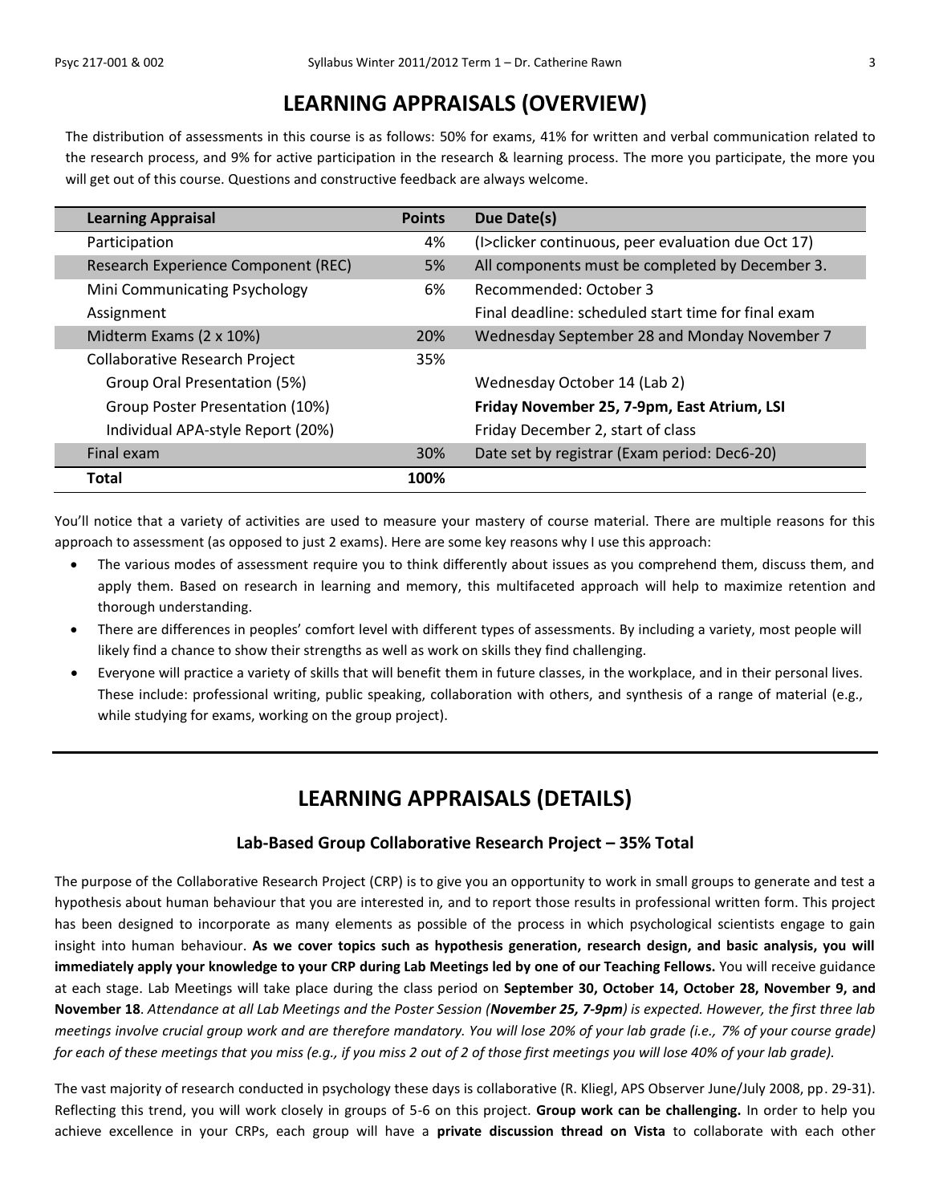# LEARNING APPRAISALS (OVERVIEW)

The distribution of assessments in this course is as follows: 50% for exams, 41% for written and verbal communication related to the research process, and 9% for active participation in the research & learning process. The more you participate, the more you will get out of this course. Questions and constructive feedback are always welcome.

| Learning Appraisal | Points | Due Date(s) |
|---|---|---|
| Participation | 4% | (I>clicker continuous, peer evaluation due Oct 17) |
| Research Experience Component (REC) | 5% | All components must be completed by December 3. |
| Mini Communicating Psychology Assignment | 6% | Recommended: October 3<br>Final deadline: scheduled start time for final exam |
| Midterm Exams (2 x 10%) | 20% | Wednesday September 28 and Monday November 7 |
| Collaborative Research Project | 35% | |
| Group Oral Presentation (5%) | | Wednesday October 14 (Lab 2) |
| Group Poster Presentation (10%) | | **Friday November 25, 7-9pm, East Atrium, LSI** |
| Individual APA-style Report (20%) | | Friday December 2, start of class |
| Final exam | 30% | Date set by registrar (Exam period: Dec6-20) |
| **Total** | **100%** | |

You'll notice that a variety of activities are used to measure your mastery of course material. There are multiple reasons for this approach to assessment (as opposed to just 2 exams). Here are some key reasons why I use this approach:

- The various modes of assessment require you to think differently about issues as you comprehend them, discuss them, and apply them. Based on research in learning and memory, this multifaceted approach will help to maximize retention and thorough understanding.
- There are differences in peoples' comfort level with different types of assessments. By including a variety, most people will likely find a chance to show their strengths as well as work on skills they find challenging.
- Everyone will practice a variety of skills that will benefit them in future classes, in the workplace, and in their personal lives. These include: professional writing, public speaking, collaboration with others, and synthesis of a range of material (e.g., while studying for exams, working on the group project).

# LEARNING APPRAISALS (DETAILS)

## Lab-Based Group Collaborative Research Project – 35% Total

The purpose of the Collaborative Research Project (CRP) is to give you an opportunity to work in small groups to generate and test a hypothesis about human behaviour that you are interested in, and to report those results in professional written form. This project has been designed to incorporate as many elements as possible of the process in which psychological scientists engage to gain insight into human behaviour. **As we cover topics such as hypothesis generation, research design, and basic analysis, you will immediately apply your knowledge to your CRP during Lab Meetings led by one of our Teaching Fellows.** You will receive guidance at each stage. Lab Meetings will take place during the class period on **September 30, October 14, October 28, November 9, and November 18**. *Attendance at all Lab Meetings and the Poster Session (**November 25, 7-9pm**) is expected. However, the first three lab meetings involve crucial group work and are therefore mandatory. You will lose 20% of your lab grade (i.e., 7% of your course grade) for each of these meetings that you miss (e.g., if you miss 2 out of 2 of those first meetings you will lose 40% of your lab grade).*

The vast majority of research conducted in psychology these days is collaborative (R. Kliegl, APS Observer June/July 2008, pp. 29-31). Reflecting this trend, you will work closely in groups of 5-6 on this project. **Group work can be challenging.** In order to help you achieve excellence in your CRPs, each group will have a **private discussion thread on Vista** to collaborate with each other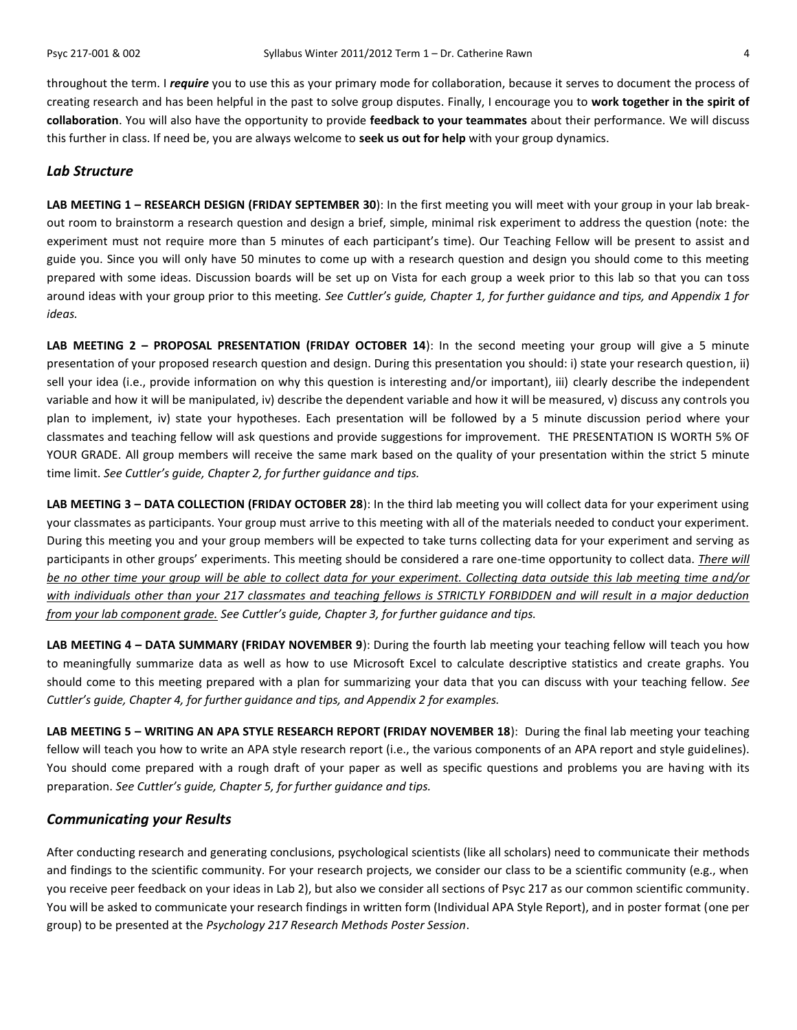throughout the term. I ***require*** you to use this as your primary mode for collaboration, because it serves to document the process of creating research and has been helpful in the past to solve group disputes. Finally, I encourage you to **work together in the spirit of collaboration**. You will also have the opportunity to provide **feedback to your teammates** about their performance. We will discuss this further in class. If need be, you are always welcome to **seek us out for help** with your group dynamics.

## *Lab Structure*

**LAB MEETING 1 – RESEARCH DESIGN (FRIDAY SEPTEMBER 30)**: In the first meeting you will meet with your group in your lab break-out room to brainstorm a research question and design a brief, simple, minimal risk experiment to address the question (note: the experiment must not require more than 5 minutes of each participant's time). Our Teaching Fellow will be present to assist and guide you. Since you will only have 50 minutes to come up with a research question and design you should come to this meeting prepared with some ideas. Discussion boards will be set up on Vista for each group a week prior to this lab so that you can toss around ideas with your group prior to this meeting. *See Cuttler's guide, Chapter 1, for further guidance and tips, and Appendix 1 for ideas.*

**LAB MEETING 2 – PROPOSAL PRESENTATION (FRIDAY OCTOBER 14)**: In the second meeting your group will give a 5 minute presentation of your proposed research question and design. During this presentation you should: i) state your research question, ii) sell your idea (i.e., provide information on why this question is interesting and/or important), iii) clearly describe the independent variable and how it will be manipulated, iv) describe the dependent variable and how it will be measured, v) discuss any controls you plan to implement, iv) state your hypotheses. Each presentation will be followed by a 5 minute discussion period where your classmates and teaching fellow will ask questions and provide suggestions for improvement. THE PRESENTATION IS WORTH 5% OF YOUR GRADE. All group members will receive the same mark based on the quality of your presentation within the strict 5 minute time limit. *See Cuttler's guide, Chapter 2, for further guidance and tips.*

**LAB MEETING 3 – DATA COLLECTION (FRIDAY OCTOBER 28)**: In the third lab meeting you will collect data for your experiment using your classmates as participants. Your group must arrive to this meeting with all of the materials needed to conduct your experiment. During this meeting you and your group members will be expected to take turns collecting data for your experiment and serving as participants in other groups' experiments. This meeting should be considered a rare one-time opportunity to collect data. *<u>There will be no other time your group will be able to collect data for your experiment. Collecting data outside this lab meeting time and/or with individuals other than your 217 classmates and teaching fellows is STRICTLY FORBIDDEN and will result in a major deduction from your lab component grade.</u> See Cuttler's guide, Chapter 3, for further guidance and tips.*

**LAB MEETING 4 – DATA SUMMARY (FRIDAY NOVEMBER 9)**: During the fourth lab meeting your teaching fellow will teach you how to meaningfully summarize data as well as how to use Microsoft Excel to calculate descriptive statistics and create graphs. You should come to this meeting prepared with a plan for summarizing your data that you can discuss with your teaching fellow. *See Cuttler's guide, Chapter 4, for further guidance and tips, and Appendix 2 for examples.*

**LAB MEETING 5 – WRITING AN APA STYLE RESEARCH REPORT (FRIDAY NOVEMBER 18)**: During the final lab meeting your teaching fellow will teach you how to write an APA style research report (i.e., the various components of an APA report and style guidelines). You should come prepared with a rough draft of your paper as well as specific questions and problems you are having with its preparation. *See Cuttler's guide, Chapter 5, for further guidance and tips.*

## *Communicating your Results*

After conducting research and generating conclusions, psychological scientists (like all scholars) need to communicate their methods and findings to the scientific community. For your research projects, we consider our class to be a scientific community (e.g., when you receive peer feedback on your ideas in Lab 2), but also we consider all sections of Psyc 217 as our common scientific community. You will be asked to communicate your research findings in written form (Individual APA Style Report), and in poster format (one per group) to be presented at the *Psychology 217 Research Methods Poster Session*.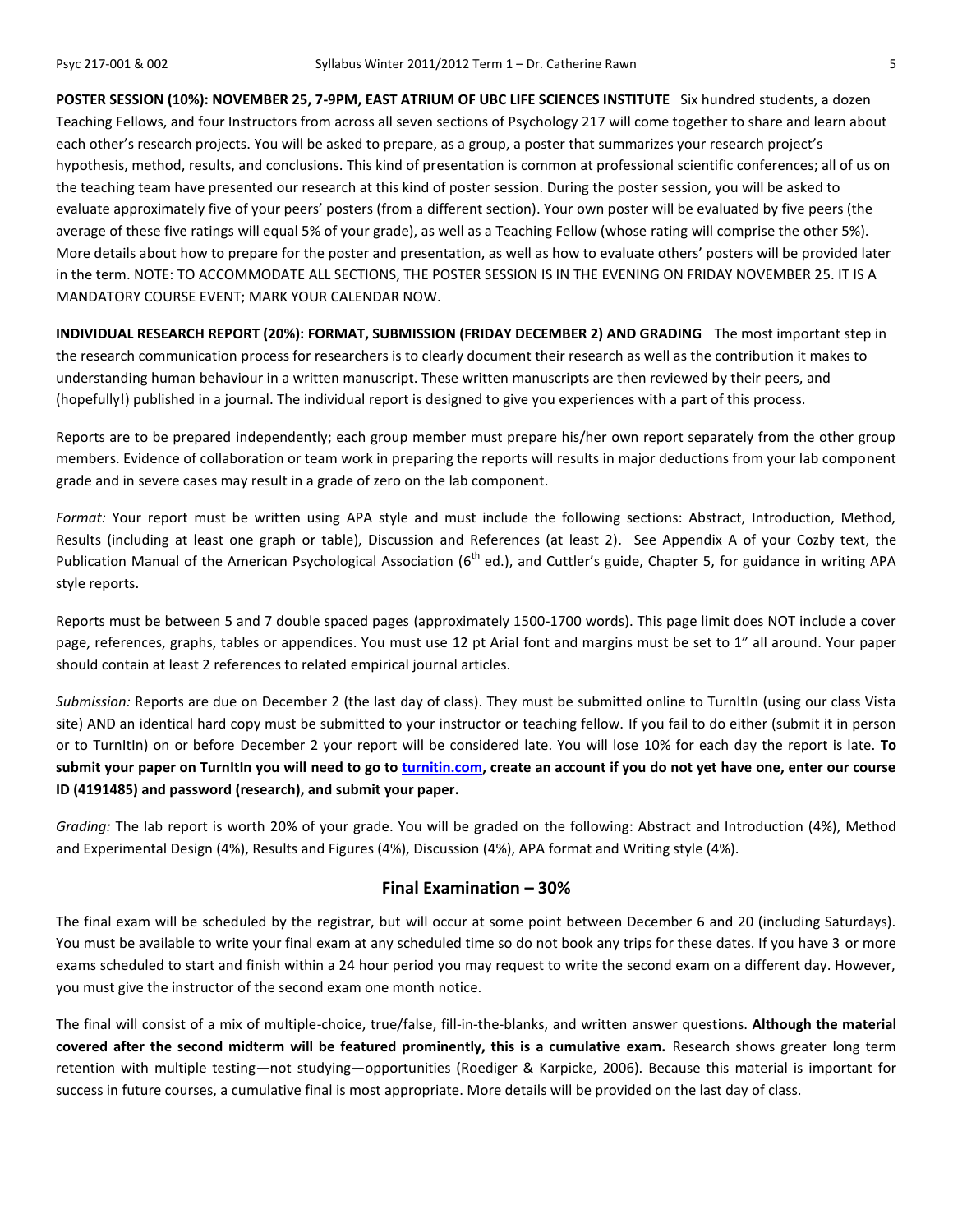**POSTER SESSION (10%): NOVEMBER 25, 7-9PM, EAST ATRIUM OF UBC LIFE SCIENCES INSTITUTE** Six hundred students, a dozen Teaching Fellows, and four Instructors from across all seven sections of Psychology 217 will come together to share and learn about each other's research projects. You will be asked to prepare, as a group, a poster that summarizes your research project's hypothesis, method, results, and conclusions. This kind of presentation is common at professional scientific conferences; all of us on the teaching team have presented our research at this kind of poster session. During the poster session, you will be asked to evaluate approximately five of your peers' posters (from a different section). Your own poster will be evaluated by five peers (the average of these five ratings will equal 5% of your grade), as well as a Teaching Fellow (whose rating will comprise the other 5%). More details about how to prepare for the poster and presentation, as well as how to evaluate others' posters will be provided later in the term. NOTE: TO ACCOMMODATE ALL SECTIONS, THE POSTER SESSION IS IN THE EVENING ON FRIDAY NOVEMBER 25. IT IS A MANDATORY COURSE EVENT; MARK YOUR CALENDAR NOW.

**INDIVIDUAL RESEARCH REPORT (20%): FORMAT, SUBMISSION (FRIDAY DECEMBER 2) AND GRADING** The most important step in the research communication process for researchers is to clearly document their research as well as the contribution it makes to understanding human behaviour in a written manuscript. These written manuscripts are then reviewed by their peers, and (hopefully!) published in a journal. The individual report is designed to give you experiences with a part of this process.

Reports are to be prepared <u>independently</u>; each group member must prepare his/her own report separately from the other group members. Evidence of collaboration or team work in preparing the reports will results in major deductions from your lab component grade and in severe cases may result in a grade of zero on the lab component.

*Format:* Your report must be written using APA style and must include the following sections: Abstract, Introduction, Method, Results (including at least one graph or table), Discussion and References (at least 2). See Appendix A of your Cozby text, the Publication Manual of the American Psychological Association (6th ed.), and Cuttler's guide, Chapter 5, for guidance in writing APA style reports.

Reports must be between 5 and 7 double spaced pages (approximately 1500-1700 words). This page limit does NOT include a cover page, references, graphs, tables or appendices. You must use <u>12 pt Arial font and margins must be set to 1" all around</u>. Your paper should contain at least 2 references to related empirical journal articles.

*Submission:* Reports are due on December 2 (the last day of class). They must be submitted online to TurnItIn (using our class Vista site) AND an identical hard copy must be submitted to your instructor or teaching fellow. If you fail to do either (submit it in person or to TurnItIn) on or before December 2 your report will be considered late. You will lose 10% for each day the report is late. **To submit your paper on TurnItIn you will need to go to [turnitin.com](turnitin.com), create an account if you do not yet have one, enter our course ID (4191485) and password (research), and submit your paper.**

*Grading:* The lab report is worth 20% of your grade. You will be graded on the following: Abstract and Introduction (4%), Method and Experimental Design (4%), Results and Figures (4%), Discussion (4%), APA format and Writing style (4%).

## Final Examination – 30%

The final exam will be scheduled by the registrar, but will occur at some point between December 6 and 20 (including Saturdays). You must be available to write your final exam at any scheduled time so do not book any trips for these dates. If you have 3 or more exams scheduled to start and finish within a 24 hour period you may request to write the second exam on a different day. However, you must give the instructor of the second exam one month notice.

The final will consist of a mix of multiple-choice, true/false, fill-in-the-blanks, and written answer questions. **Although the material covered after the second midterm will be featured prominently, this is a cumulative exam.** Research shows greater long term retention with multiple testing—not studying—opportunities (Roediger & Karpicke, 2006). Because this material is important for success in future courses, a cumulative final is most appropriate. More details will be provided on the last day of class.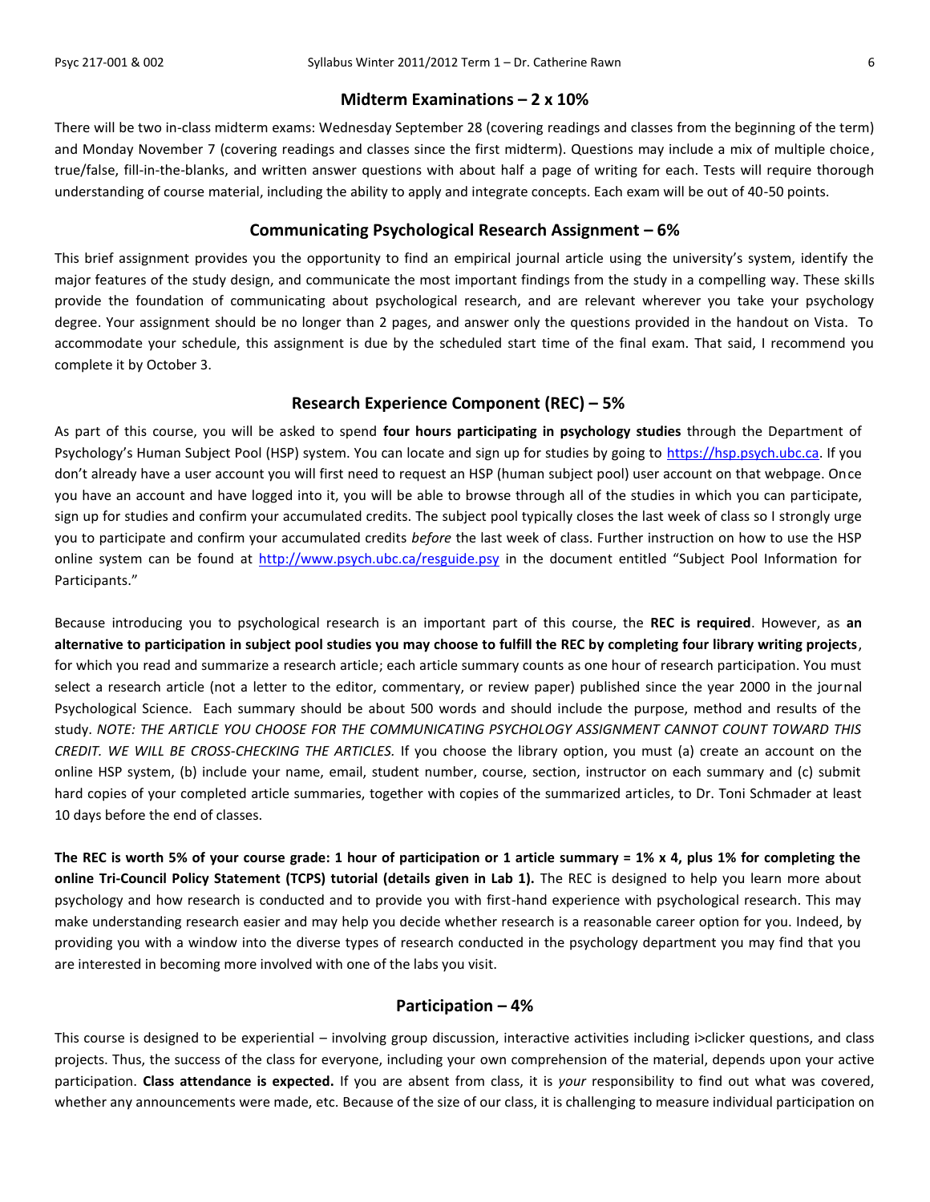## Midterm Examinations – 2 x 10%

There will be two in-class midterm exams: Wednesday September 28 (covering readings and classes from the beginning of the term) and Monday November 7 (covering readings and classes since the first midterm). Questions may include a mix of multiple choice, true/false, fill-in-the-blanks, and written answer questions with about half a page of writing for each. Tests will require thorough understanding of course material, including the ability to apply and integrate concepts. Each exam will be out of 40-50 points.

## Communicating Psychological Research Assignment – 6%

This brief assignment provides you the opportunity to find an empirical journal article using the university's system, identify the major features of the study design, and communicate the most important findings from the study in a compelling way. These skills provide the foundation of communicating about psychological research, and are relevant wherever you take your psychology degree. Your assignment should be no longer than 2 pages, and answer only the questions provided in the handout on Vista. To accommodate your schedule, this assignment is due by the scheduled start time of the final exam. That said, I recommend you complete it by October 3.

## Research Experience Component (REC) – 5%

As part of this course, you will be asked to spend **four hours participating in psychology studies** through the Department of Psychology's Human Subject Pool (HSP) system. You can locate and sign up for studies by going to https://hsp.psych.ubc.ca. If you don't already have a user account you will first need to request an HSP (human subject pool) user account on that webpage. Once you have an account and have logged into it, you will be able to browse through all of the studies in which you can participate, sign up for studies and confirm your accumulated credits. The subject pool typically closes the last week of class so I strongly urge you to participate and confirm your accumulated credits *before* the last week of class. Further instruction on how to use the HSP online system can be found at http://www.psych.ubc.ca/resguide.psy in the document entitled "Subject Pool Information for Participants."

Because introducing you to psychological research is an important part of this course, the **REC is required**. However, as **an alternative to participation in subject pool studies you may choose to fulfill the REC by completing four library writing projects**, for which you read and summarize a research article; each article summary counts as one hour of research participation. You must select a research article (not a letter to the editor, commentary, or review paper) published since the year 2000 in the journal Psychological Science. Each summary should be about 500 words and should include the purpose, method and results of the study. *NOTE: THE ARTICLE YOU CHOOSE FOR THE COMMUNICATING PSYCHOLOGY ASSIGNMENT CANNOT COUNT TOWARD THIS CREDIT. WE WILL BE CROSS-CHECKING THE ARTICLES.* If you choose the library option, you must (a) create an account on the online HSP system, (b) include your name, email, student number, course, section, instructor on each summary and (c) submit hard copies of your completed article summaries, together with copies of the summarized articles, to Dr. Toni Schmader at least 10 days before the end of classes.

**The REC is worth 5% of your course grade: 1 hour of participation or 1 article summary = 1% x 4, plus 1% for completing the online Tri-Council Policy Statement (TCPS) tutorial (details given in Lab 1).** The REC is designed to help you learn more about psychology and how research is conducted and to provide you with first-hand experience with psychological research. This may make understanding research easier and may help you decide whether research is a reasonable career option for you. Indeed, by providing you with a window into the diverse types of research conducted in the psychology department you may find that you are interested in becoming more involved with one of the labs you visit.

## Participation – 4%

This course is designed to be experiential – involving group discussion, interactive activities including i>clicker questions, and class projects. Thus, the success of the class for everyone, including your own comprehension of the material, depends upon your active participation. **Class attendance is expected.** If you are absent from class, it is *your* responsibility to find out what was covered, whether any announcements were made, etc. Because of the size of our class, it is challenging to measure individual participation on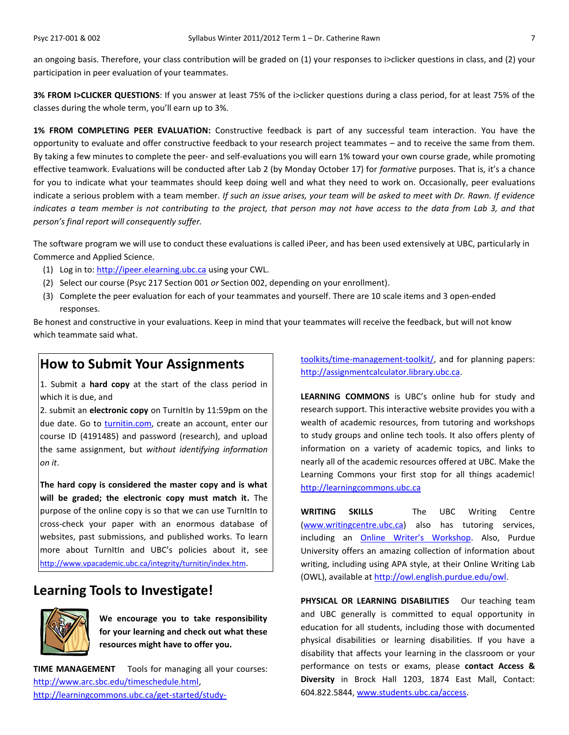an ongoing basis. Therefore, your class contribution will be graded on (1) your responses to i>clicker questions in class, and (2) your participation in peer evaluation of your teammates.

**3% FROM I>CLICKER QUESTIONS**: If you answer at least 75% of the i>clicker questions during a class period, for at least 75% of the classes during the whole term, you'll earn up to 3%.

**1% FROM COMPLETING PEER EVALUATION:** Constructive feedback is part of any successful team interaction. You have the opportunity to evaluate and offer constructive feedback to your research project teammates – and to receive the same from them. By taking a few minutes to complete the peer- and self-evaluations you will earn 1% toward your own course grade, while promoting effective teamwork. Evaluations will be conducted after Lab 2 (by Monday October 17) for *formative* purposes. That is, it's a chance for you to indicate what your teammates should keep doing well and what they need to work on. Occasionally, peer evaluations indicate a serious problem with a team member. *If such an issue arises, your team will be asked to meet with Dr. Rawn. If evidence indicates a team member is not contributing to the project, that person may not have access to the data from Lab 3, and that person's final report will consequently suffer.*

The software program we will use to conduct these evaluations is called iPeer, and has been used extensively at UBC, particularly in Commerce and Applied Science.

1. Log in to: http://ipeer.elearning.ubc.ca using your CWL.
2. Select our course (Psyc 217 Section 001 *or* Section 002, depending on your enrollment).
3. Complete the peer evaluation for each of your teammates and yourself. There are 10 scale items and 3 open-ended responses.

Be honest and constructive in your evaluations. Keep in mind that your teammates will receive the feedback, but will not know which teammate said what.

## How to Submit Your Assignments

1. Submit a **hard copy** at the start of the class period in which it is due, and
2. submit an **electronic copy** on TurnItIn by 11:59pm on the due date. Go to turnitin.com, create an account, enter our course ID (4191485) and password (research), and upload the same assignment, but *without identifying information on it*.

**The hard copy is considered the master copy and is what will be graded; the electronic copy must match it.** The purpose of the online copy is so that we can use TurnItIn to cross-check your paper with an enormous database of websites, past submissions, and published works. To learn more about TurnItIn and UBC's policies about it, see http://www.vpacademic.ubc.ca/integrity/turnitin/index.htm.

## Learning Tools to Investigate!

**We encourage you to take responsibility for your learning and check out what these resources might have to offer you.**

**TIME MANAGEMENT** Tools for managing all your courses: http://www.arc.sbc.edu/timeschedule.html, http://learningcommons.ubc.ca/get-started/study-toolkits/time-management-toolkit/, and for planning papers: http://assignmentcalculator.library.ubc.ca.

**LEARNING COMMONS** is UBC's online hub for study and research support. This interactive website provides you with a wealth of academic resources, from tutoring and workshops to study groups and online tech tools. It also offers plenty of information on a variety of academic topics, and links to nearly all of the academic resources offered at UBC. Make the Learning Commons your first stop for all things academic! http://learningcommons.ubc.ca

**WRITING SKILLS** The UBC Writing Centre (www.writingcentre.ubc.ca) also has tutoring services, including an Online Writer's Workshop. Also, Purdue University offers an amazing collection of information about writing, including using APA style, at their Online Writing Lab (OWL), available at http://owl.english.purdue.edu/owl.

**PHYSICAL OR LEARNING DISABILITIES** Our teaching team and UBC generally is committed to equal opportunity in education for all students, including those with documented physical disabilities or learning disabilities. If you have a disability that affects your learning in the classroom or your performance on tests or exams, please **contact Access & Diversity** in Brock Hall 1203, 1874 East Mall, Contact: 604.822.5844, www.students.ubc.ca/access.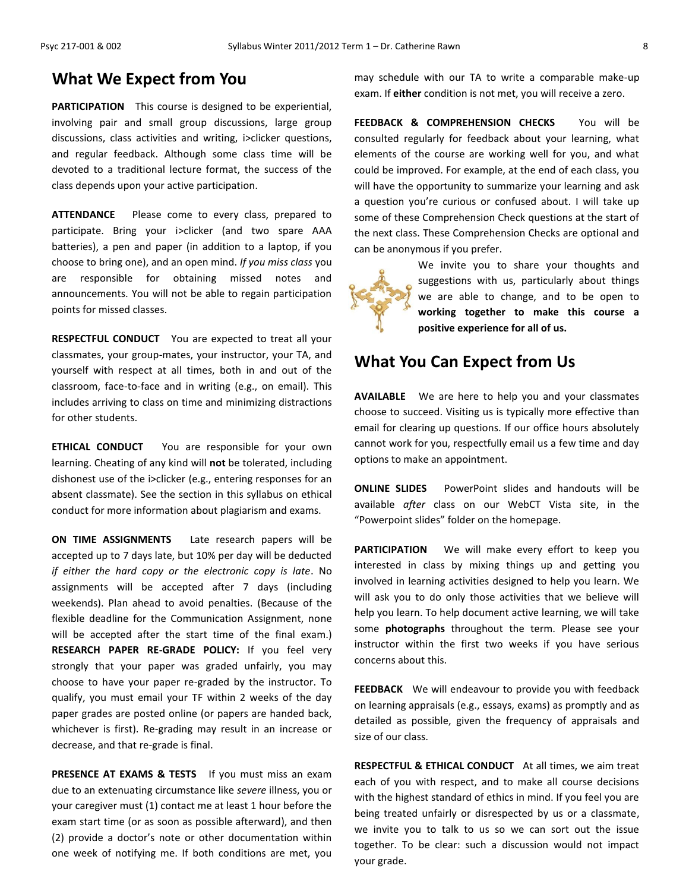## What We Expect from You

**PARTICIPATION** This course is designed to be experiential, involving pair and small group discussions, large group discussions, class activities and writing, i>clicker questions, and regular feedback. Although some class time will be devoted to a traditional lecture format, the success of the class depends upon your active participation.

**ATTENDANCE** Please come to every class, prepared to participate. Bring your i>clicker (and two spare AAA batteries), a pen and paper (in addition to a laptop, if you choose to bring one), and an open mind. *If you miss class* you are responsible for obtaining missed notes and announcements. You will not be able to regain participation points for missed classes.

**RESPECTFUL CONDUCT** You are expected to treat all your classmates, your group-mates, your instructor, your TA, and yourself with respect at all times, both in and out of the classroom, face-to-face and in writing (e.g., on email). This includes arriving to class on time and minimizing distractions for other students.

**ETHICAL CONDUCT** You are responsible for your own learning. Cheating of any kind will **not** be tolerated, including dishonest use of the i>clicker (e.g., entering responses for an absent classmate). See the section in this syllabus on ethical conduct for more information about plagiarism and exams.

**ON TIME ASSIGNMENTS** Late research papers will be accepted up to 7 days late, but 10% per day will be deducted *if either the hard copy or the electronic copy is late*. No assignments will be accepted after 7 days (including weekends). Plan ahead to avoid penalties. (Because of the flexible deadline for the Communication Assignment, none will be accepted after the start time of the final exam.) **RESEARCH PAPER RE-GRADE POLICY:** If you feel very strongly that your paper was graded unfairly, you may choose to have your paper re-graded by the instructor. To qualify, you must email your TF within 2 weeks of the day paper grades are posted online (or papers are handed back, whichever is first). Re-grading may result in an increase or decrease, and that re-grade is final.

**PRESENCE AT EXAMS & TESTS** If you must miss an exam due to an extenuating circumstance like *severe* illness, you or your caregiver must (1) contact me at least 1 hour before the exam start time (or as soon as possible afterward), and then (2) provide a doctor's note or other documentation within one week of notifying me. If both conditions are met, you may schedule with our TA to write a comparable make-up exam. If **either** condition is not met, you will receive a zero.

**FEEDBACK & COMPREHENSION CHECKS** You will be consulted regularly for feedback about your learning, what elements of the course are working well for you, and what could be improved. For example, at the end of each class, you will have the opportunity to summarize your learning and ask a question you're curious or confused about. I will take up some of these Comprehension Check questions at the start of the next class. These Comprehension Checks are optional and can be anonymous if you prefer.

We invite you to share your thoughts and suggestions with us, particularly about things we are able to change, and to be open to **working together to make this course a positive experience for all of us.**

## What You Can Expect from Us

**AVAILABLE** We are here to help you and your classmates choose to succeed. Visiting us is typically more effective than email for clearing up questions. If our office hours absolutely cannot work for you, respectfully email us a few time and day options to make an appointment.

**ONLINE SLIDES** PowerPoint slides and handouts will be available *after* class on our WebCT Vista site, in the "Powerpoint slides" folder on the homepage.

**PARTICIPATION** We will make every effort to keep you interested in class by mixing things up and getting you involved in learning activities designed to help you learn. We will ask you to do only those activities that we believe will help you learn. To help document active learning, we will take some **photographs** throughout the term. Please see your instructor within the first two weeks if you have serious concerns about this.

**FEEDBACK** We will endeavour to provide you with feedback on learning appraisals (e.g., essays, exams) as promptly and as detailed as possible, given the frequency of appraisals and size of our class.

**RESPECTFUL & ETHICAL CONDUCT** At all times, we aim treat each of you with respect, and to make all course decisions with the highest standard of ethics in mind. If you feel you are being treated unfairly or disrespected by us or a classmate, we invite you to talk to us so we can sort out the issue together. To be clear: such a discussion would not impact your grade.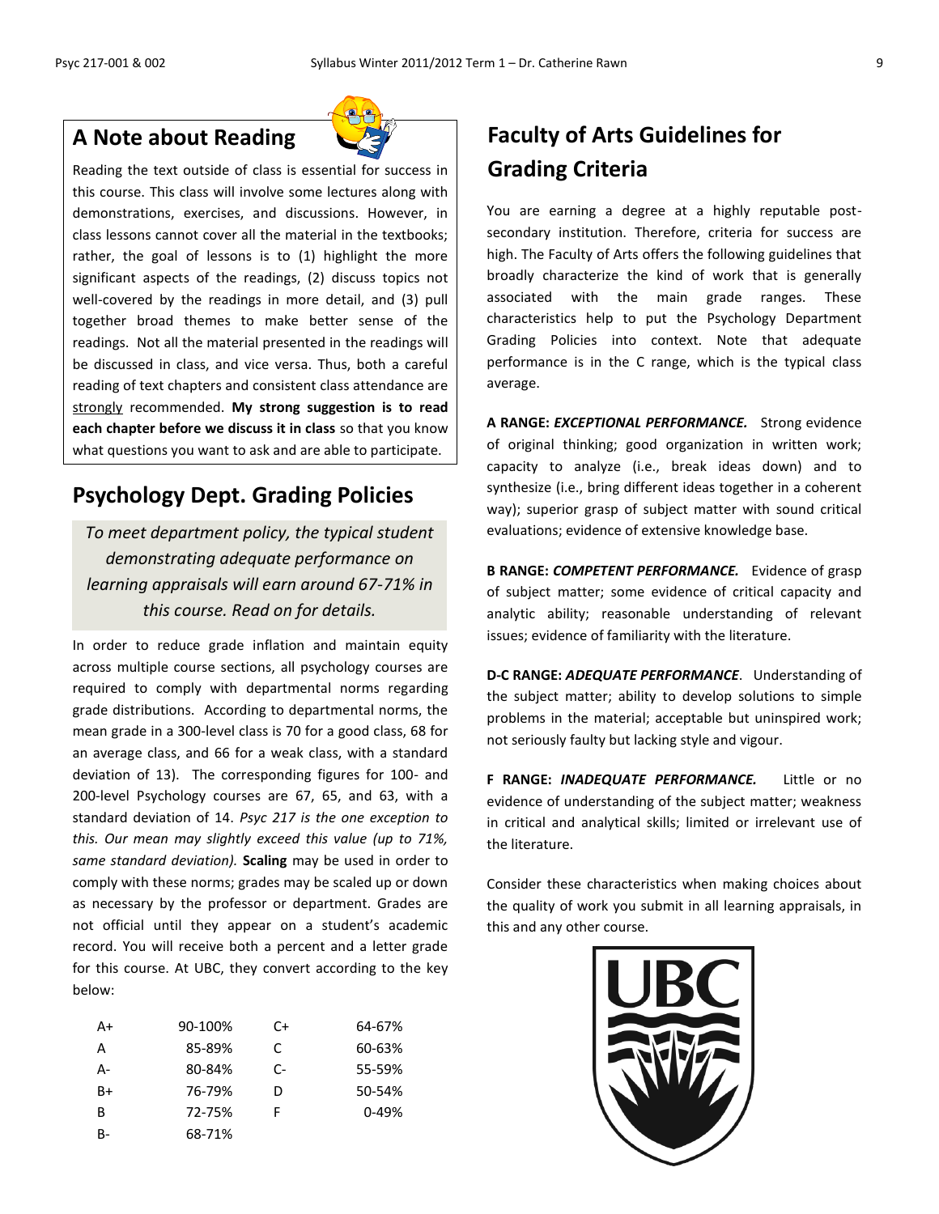## A Note about Reading

Reading the text outside of class is essential for success in this course. This class will involve some lectures along with demonstrations, exercises, and discussions. However, in class lessons cannot cover all the material in the textbooks; rather, the goal of lessons is to (1) highlight the more significant aspects of the readings, (2) discuss topics not well-covered by the readings in more detail, and (3) pull together broad themes to make better sense of the readings. Not all the material presented in the readings will be discussed in class, and vice versa. Thus, both a careful reading of text chapters and consistent class attendance are strongly recommended. **My strong suggestion is to read each chapter before we discuss it in class** so that you know what questions you want to ask and are able to participate.

## Psychology Dept. Grading Policies

*To meet department policy, the typical student demonstrating adequate performance on learning appraisals will earn around 67-71% in this course. Read on for details.*

In order to reduce grade inflation and maintain equity across multiple course sections, all psychology courses are required to comply with departmental norms regarding grade distributions. According to departmental norms, the mean grade in a 300-level class is 70 for a good class, 68 for an average class, and 66 for a weak class, with a standard deviation of 13). The corresponding figures for 100- and 200-level Psychology courses are 67, 65, and 63, with a standard deviation of 14. *Psyc 217 is the one exception to this. Our mean may slightly exceed this value (up to 71%, same standard deviation).* **Scaling** may be used in order to comply with these norms; grades may be scaled up or down as necessary by the professor or department. Grades are not official until they appear on a student's academic record. You will receive both a percent and a letter grade for this course. At UBC, they convert according to the key below:

| | | | |
|---|---|---|---|
| A+ | 90-100% | C+ | 64-67% |
| A | 85-89% | C | 60-63% |
| A- | 80-84% | C- | 55-59% |
| B+ | 76-79% | D | 50-54% |
| B | 72-75% | F | 0-49% |
| B- | 68-71% | | |

## Faculty of Arts Guidelines for Grading Criteria

You are earning a degree at a highly reputable post-secondary institution. Therefore, criteria for success are high. The Faculty of Arts offers the following guidelines that broadly characterize the kind of work that is generally associated with the main grade ranges. These characteristics help to put the Psychology Department Grading Policies into context. Note that adequate performance is in the C range, which is the typical class average.

**A RANGE: *EXCEPTIONAL PERFORMANCE.*** Strong evidence of original thinking; good organization in written work; capacity to analyze (i.e., break ideas down) and to synthesize (i.e., bring different ideas together in a coherent way); superior grasp of subject matter with sound critical evaluations; evidence of extensive knowledge base.

**B RANGE: *COMPETENT PERFORMANCE.*** Evidence of grasp of subject matter; some evidence of critical capacity and analytic ability; reasonable understanding of relevant issues; evidence of familiarity with the literature.

**D-C RANGE: *ADEQUATE PERFORMANCE*.** Understanding of the subject matter; ability to develop solutions to simple problems in the material; acceptable but uninspired work; not seriously faulty but lacking style and vigour.

**F RANGE: *INADEQUATE PERFORMANCE.*** Little or no evidence of understanding of the subject matter; weakness in critical and analytical skills; limited or irrelevant use of the literature.

Consider these characteristics when making choices about the quality of work you submit in all learning appraisals, in this and any other course.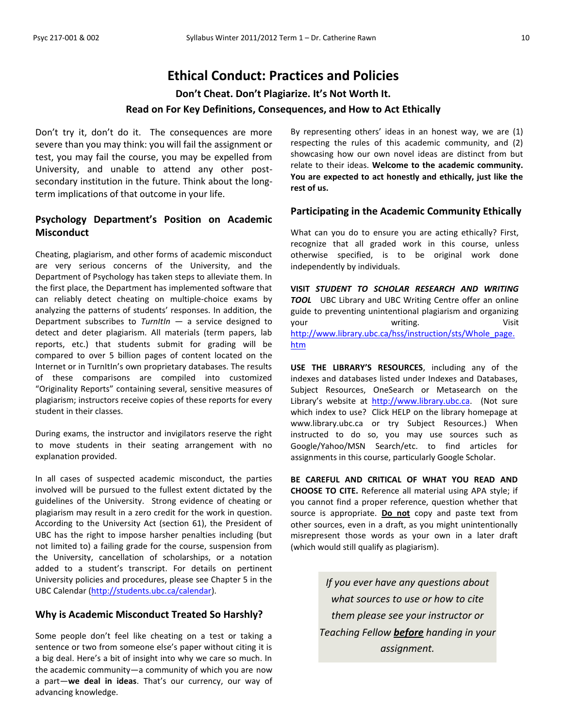# Ethical Conduct: Practices and Policies

**Don't Cheat. Don't Plagiarize. It's Not Worth It.**

**Read on For Key Definitions, Consequences, and How to Act Ethically**

Don't try it, don't do it. The consequences are more severe than you may think: you will fail the assignment or test, you may fail the course, you may be expelled from University, and unable to attend any other post-secondary institution in the future. Think about the long-term implications of that outcome in your life.

## Psychology Department's Position on Academic Misconduct

Cheating, plagiarism, and other forms of academic misconduct are very serious concerns of the University, and the Department of Psychology has taken steps to alleviate them. In the first place, the Department has implemented software that can reliably detect cheating on multiple-choice exams by analyzing the patterns of students' responses. In addition, the Department subscribes to *TurnItIn* — a service designed to detect and deter plagiarism. All materials (term papers, lab reports, etc.) that students submit for grading will be compared to over 5 billion pages of content located on the Internet or in TurnItIn's own proprietary databases. The results of these comparisons are compiled into customized "Originality Reports" containing several, sensitive measures of plagiarism; instructors receive copies of these reports for every student in their classes.

During exams, the instructor and invigilators reserve the right to move students in their seating arrangement with no explanation provided.

In all cases of suspected academic misconduct, the parties involved will be pursued to the fullest extent dictated by the guidelines of the University. Strong evidence of cheating or plagiarism may result in a zero credit for the work in question. According to the University Act (section 61), the President of UBC has the right to impose harsher penalties including (but not limited to) a failing grade for the course, suspension from the University, cancellation of scholarships, or a notation added to a student's transcript. For details on pertinent University policies and procedures, please see Chapter 5 in the UBC Calendar (http://students.ubc.ca/calendar).

## Why is Academic Misconduct Treated So Harshly?

Some people don't feel like cheating on a test or taking a sentence or two from someone else's paper without citing it is a big deal. Here's a bit of insight into why we care so much. In the academic community—a community of which you are now a part—**we deal in ideas**. That's our currency, our way of advancing knowledge.

By representing others' ideas in an honest way, we are (1) respecting the rules of this academic community, and (2) showcasing how our own novel ideas are distinct from but relate to their ideas. **Welcome to the academic community. You are expected to act honestly and ethically, just like the rest of us.**

## Participating in the Academic Community Ethically

What can you do to ensure you are acting ethically? First, recognize that all graded work in this course, unless otherwise specified, is to be original work done independently by individuals.

**VISIT *STUDENT TO SCHOLAR RESEARCH AND WRITING TOOL*** UBC Library and UBC Writing Centre offer an online guide to preventing unintentional plagiarism and organizing your writing. Visit http://www.library.ubc.ca/hss/instruction/sts/Whole_page.htm

**USE THE LIBRARY'S RESOURCES**, including any of the indexes and databases listed under Indexes and Databases, Subject Resources, OneSearch or Metasearch on the Library's website at http://www.library.ubc.ca. (Not sure which index to use? Click HELP on the library homepage at www.library.ubc.ca or try Subject Resources.) When instructed to do so, you may use sources such as Google/Yahoo/MSN Search/etc. to find articles for assignments in this course, particularly Google Scholar.

**BE CAREFUL AND CRITICAL OF WHAT YOU READ AND CHOOSE TO CITE.** Reference all material using APA style; if you cannot find a proper reference, question whether that source is appropriate. **Do not** copy and paste text from other sources, even in a draft, as you might unintentionally misrepresent those words as your own in a later draft (which would still qualify as plagiarism).

*If you ever have any questions about what sources to use or how to cite them please see your instructor or Teaching Fellow **before** handing in your assignment.*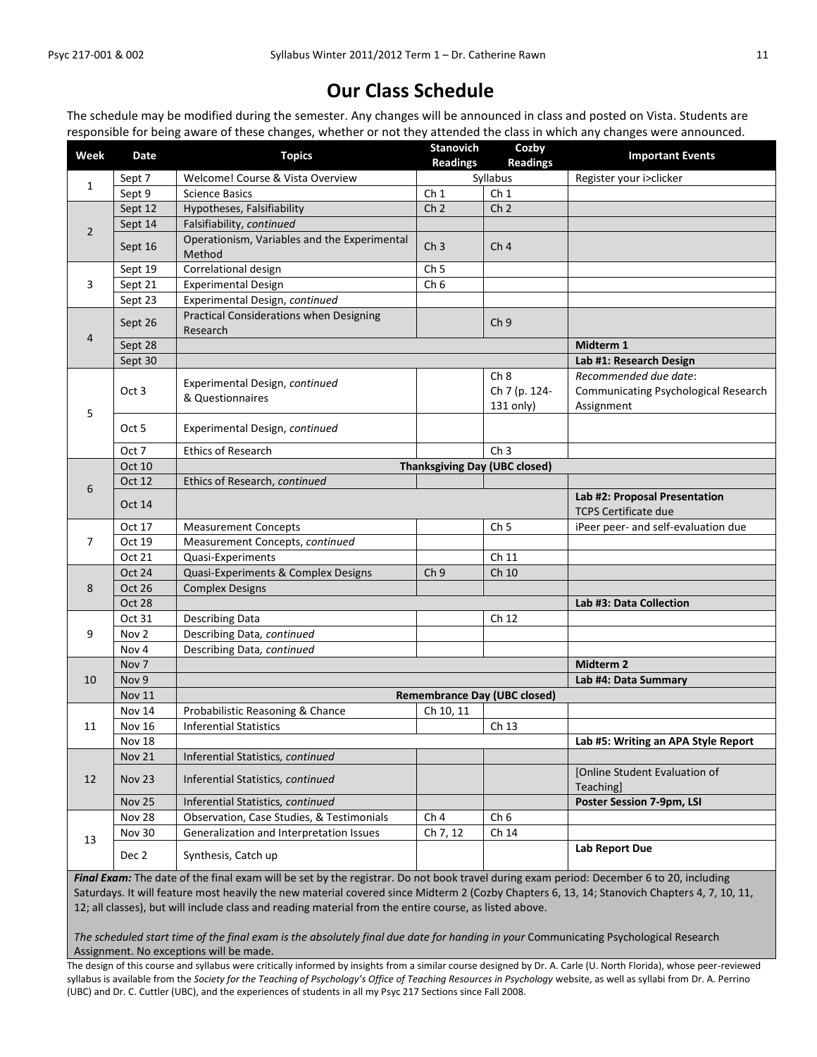# Our Class Schedule

The schedule may be modified during the semester. Any changes will be announced in class and posted on Vista. Students are responsible for being aware of these changes, whether or not they attended the class in which any changes were announced.

| Week | Date | Topics | Stanovich Readings | Cozby Readings | Important Events |
|---|---|---|---|---|---|
| 1 | Sept 7 | Welcome! Course & Vista Overview | Syllabus | | Register your i>clicker |
| | Sept 9 | Science Basics | Ch 1 | Ch 1 | |
| 2 | Sept 12 | Hypotheses, Falsifiability | Ch 2 | Ch 2 | |
| | Sept 14 | Falsifiability, *continued* | | | |
| | Sept 16 | Operationism, Variables and the Experimental Method | Ch 3 | Ch 4 | |
| 3 | Sept 19 | Correlational design | Ch 5 | | |
| | Sept 21 | Experimental Design | Ch 6 | | |
| | Sept 23 | Experimental Design, *continued* | | | |
| 4 | Sept 26 | Practical Considerations when Designing Research | | Ch 9 | |
| | Sept 28 | | | | **Midterm 1** |
| | Sept 30 | | | | **Lab #1: Research Design** |
| 5 | Oct 3 | Experimental Design, *continued* & Questionnaires | | Ch 8 Ch 7 (p. 124-131 only) | *Recommended due date*: Communicating Psychological Research Assignment |
| | Oct 5 | Experimental Design, *continued* | | | |
| | Oct 7 | Ethics of Research | | Ch 3 | |
| 6 | Oct 10 | **Thanksgiving Day (UBC closed)** | | | |
| | Oct 12 | Ethics of Research, *continued* | | | |
| | Oct 14 | | | | **Lab #2: Proposal Presentation** TCPS Certificate due |
| 7 | Oct 17 | Measurement Concepts | | Ch 5 | iPeer peer- and self-evaluation due |
| | Oct 19 | Measurement Concepts, *continued* | | | |
| | Oct 21 | Quasi-Experiments | | Ch 11 | |
| 8 | Oct 24 | Quasi-Experiments & Complex Designs | Ch 9 | Ch 10 | |
| | Oct 26 | Complex Designs | | | |
| | Oct 28 | | | | **Lab #3: Data Collection** |
| 9 | Oct 31 | Describing Data | | Ch 12 | |
| | Nov 2 | Describing Data, *continued* | | | |
| | Nov 4 | Describing Data, *continued* | | | |
| 10 | Nov 7 | | | | **Midterm 2** |
| | Nov 9 | | | | **Lab #4: Data Summary** |
| | Nov 11 | **Remembrance Day (UBC closed)** | | | |
| 11 | Nov 14 | Probabilistic Reasoning & Chance | Ch 10, 11 | | |
| | Nov 16 | Inferential Statistics | | Ch 13 | |
| | Nov 18 | | | | **Lab #5: Writing an APA Style Report** |
| 12 | Nov 21 | Inferential Statistics, *continued* | | | |
| | Nov 23 | Inferential Statistics, *continued* | | | [Online Student Evaluation of Teaching] |
| | Nov 25 | Inferential Statistics, *continued* | | | **Poster Session 7-9pm, LSI** |
| 13 | Nov 28 | Observation, Case Studies, & Testimonials | Ch 4 | Ch 6 | |
| | Nov 30 | Generalization and Interpretation Issues | Ch 7, 12 | Ch 14 | |
| | Dec 2 | Synthesis, Catch up | | | **Lab Report Due** |

***Final Exam:*** The date of the final exam will be set by the registrar. Do not book travel during exam period: December 6 to 20, including Saturdays. It will feature most heavily the new material covered since Midterm 2 (Cozby Chapters 6, 13, 14; Stanovich Chapters 4, 7, 10, 11, 12; all classes), but will include class and reading material from the entire course, as listed above.

*The scheduled start time of the final exam is the absolutely final due date for handing in your* Communicating Psychological Research Assignment. *No exceptions will be made.*

The design of this course and syllabus were critically informed by insights from a similar course designed by Dr. A. Carle (U. North Florida), whose peer-reviewed syllabus is available from the *Society for the Teaching of Psychology's Office of Teaching Resources in Psychology* website, as well as syllabi from Dr. A. Perrino (UBC) and Dr. C. Cuttler (UBC), and the experiences of students in all my Psyc 217 Sections since Fall 2008.